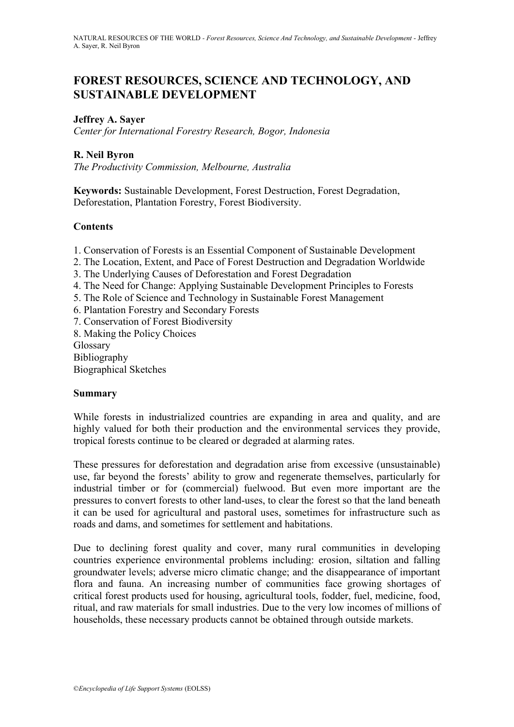# FOREST RESOURCES, SCIENCE AND TECHNOLOGY, AND SUSTAINABLE DEVELOPMENT

**Jeffrey A. Sayer**
*Center for International Forestry Research, Bogor, Indonesia*

**R. Neil Byron**
*The Productivity Commission, Melbourne, Australia*

**Keywords:** Sustainable Development, Forest Destruction, Forest Degradation, Deforestation, Plantation Forestry, Forest Biodiversity.

## Contents

1. Conservation of Forests is an Essential Component of Sustainable Development
2. The Location, Extent, and Pace of Forest Destruction and Degradation Worldwide
3. The Underlying Causes of Deforestation and Forest Degradation
4. The Need for Change: Applying Sustainable Development Principles to Forests
5. The Role of Science and Technology in Sustainable Forest Management
6. Plantation Forestry and Secondary Forests
7. Conservation of Forest Biodiversity
8. Making the Policy Choices

Glossary
Bibliography
Biographical Sketches

## Summary

While forests in industrialized countries are expanding in area and quality, and are highly valued for both their production and the environmental services they provide, tropical forests continue to be cleared or degraded at alarming rates.

These pressures for deforestation and degradation arise from excessive (unsustainable) use, far beyond the forests' ability to grow and regenerate themselves, particularly for industrial timber or for (commercial) fuelwood. But even more important are the pressures to convert forests to other land-uses, to clear the forest so that the land beneath it can be used for agricultural and pastoral uses, sometimes for infrastructure such as roads and dams, and sometimes for settlement and habitations.

Due to declining forest quality and cover, many rural communities in developing countries experience environmental problems including: erosion, siltation and falling groundwater levels; adverse micro climatic change; and the disappearance of important flora and fauna. An increasing number of communities face growing shortages of critical forest products used for housing, agricultural tools, fodder, fuel, medicine, food, ritual, and raw materials for small industries. Due to the very low incomes of millions of households, these necessary products cannot be obtained through outside markets.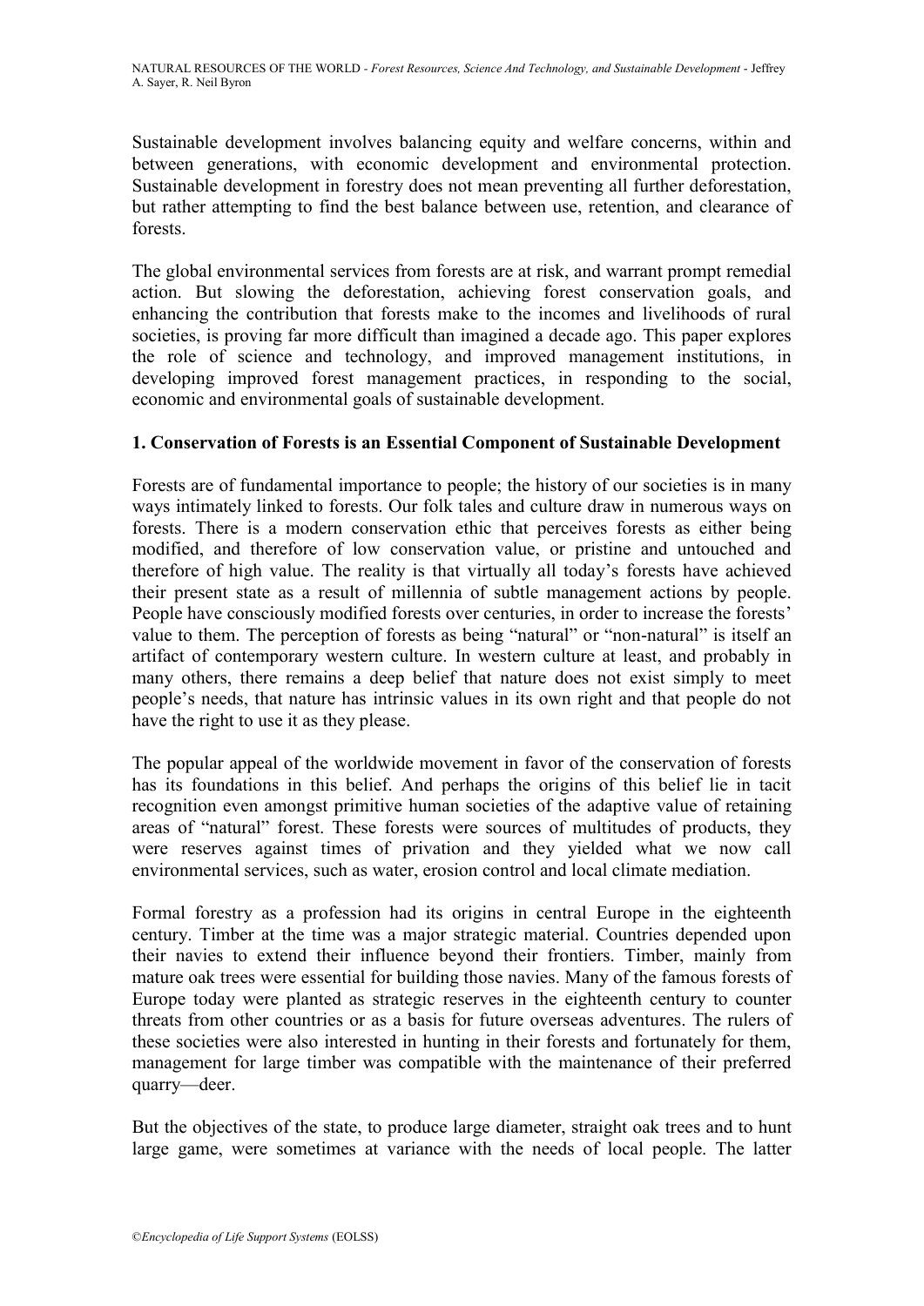Sustainable development involves balancing equity and welfare concerns, within and between generations, with economic development and environmental protection. Sustainable development in forestry does not mean preventing all further deforestation, but rather attempting to find the best balance between use, retention, and clearance of forests.

The global environmental services from forests are at risk, and warrant prompt remedial action. But slowing the deforestation, achieving forest conservation goals, and enhancing the contribution that forests make to the incomes and livelihoods of rural societies, is proving far more difficult than imagined a decade ago. This paper explores the role of science and technology, and improved management institutions, in developing improved forest management practices, in responding to the social, economic and environmental goals of sustainable development.

## 1. Conservation of Forests is an Essential Component of Sustainable Development

Forests are of fundamental importance to people; the history of our societies is in many ways intimately linked to forests. Our folk tales and culture draw in numerous ways on forests. There is a modern conservation ethic that perceives forests as either being modified, and therefore of low conservation value, or pristine and untouched and therefore of high value. The reality is that virtually all today's forests have achieved their present state as a result of millennia of subtle management actions by people. People have consciously modified forests over centuries, in order to increase the forests' value to them. The perception of forests as being "natural" or "non-natural" is itself an artifact of contemporary western culture. In western culture at least, and probably in many others, there remains a deep belief that nature does not exist simply to meet people's needs, that nature has intrinsic values in its own right and that people do not have the right to use it as they please.

The popular appeal of the worldwide movement in favor of the conservation of forests has its foundations in this belief. And perhaps the origins of this belief lie in tacit recognition even amongst primitive human societies of the adaptive value of retaining areas of "natural" forest. These forests were sources of multitudes of products, they were reserves against times of privation and they yielded what we now call environmental services, such as water, erosion control and local climate mediation.

Formal forestry as a profession had its origins in central Europe in the eighteenth century. Timber at the time was a major strategic material. Countries depended upon their navies to extend their influence beyond their frontiers. Timber, mainly from mature oak trees were essential for building those navies. Many of the famous forests of Europe today were planted as strategic reserves in the eighteenth century to counter threats from other countries or as a basis for future overseas adventures. The rulers of these societies were also interested in hunting in their forests and fortunately for them, management for large timber was compatible with the maintenance of their preferred quarry—deer.

But the objectives of the state, to produce large diameter, straight oak trees and to hunt large game, were sometimes at variance with the needs of local people. The latter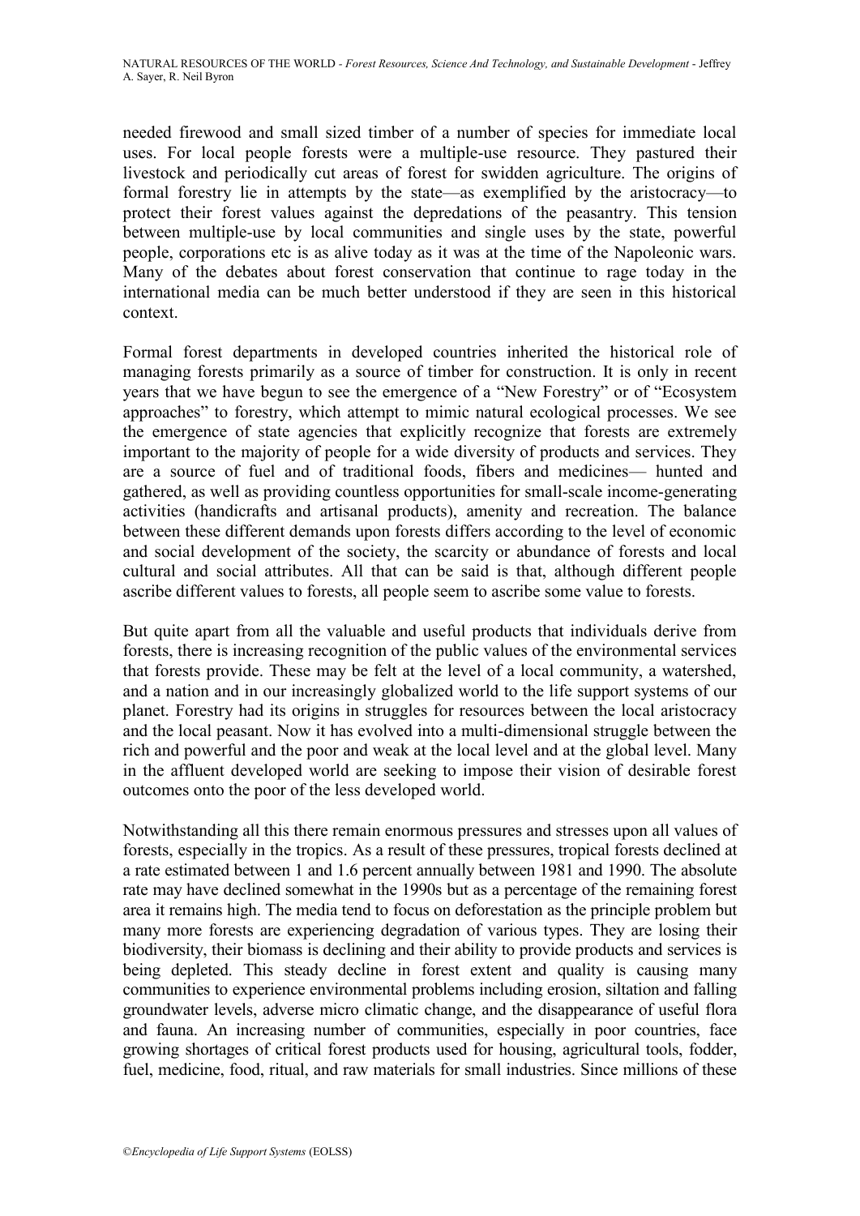needed firewood and small sized timber of a number of species for immediate local uses. For local people forests were a multiple-use resource. They pastured their livestock and periodically cut areas of forest for swidden agriculture. The origins of formal forestry lie in attempts by the state—as exemplified by the aristocracy—to protect their forest values against the depredations of the peasantry. This tension between multiple-use by local communities and single uses by the state, powerful people, corporations etc is as alive today as it was at the time of the Napoleonic wars. Many of the debates about forest conservation that continue to rage today in the international media can be much better understood if they are seen in this historical context.

Formal forest departments in developed countries inherited the historical role of managing forests primarily as a source of timber for construction. It is only in recent years that we have begun to see the emergence of a "New Forestry" or of "Ecosystem approaches" to forestry, which attempt to mimic natural ecological processes. We see the emergence of state agencies that explicitly recognize that forests are extremely important to the majority of people for a wide diversity of products and services. They are a source of fuel and of traditional foods, fibers and medicines— hunted and gathered, as well as providing countless opportunities for small-scale income-generating activities (handicrafts and artisanal products), amenity and recreation. The balance between these different demands upon forests differs according to the level of economic and social development of the society, the scarcity or abundance of forests and local cultural and social attributes. All that can be said is that, although different people ascribe different values to forests, all people seem to ascribe some value to forests.

But quite apart from all the valuable and useful products that individuals derive from forests, there is increasing recognition of the public values of the environmental services that forests provide. These may be felt at the level of a local community, a watershed, and a nation and in our increasingly globalized world to the life support systems of our planet. Forestry had its origins in struggles for resources between the local aristocracy and the local peasant. Now it has evolved into a multi-dimensional struggle between the rich and powerful and the poor and weak at the local level and at the global level. Many in the affluent developed world are seeking to impose their vision of desirable forest outcomes onto the poor of the less developed world.

Notwithstanding all this there remain enormous pressures and stresses upon all values of forests, especially in the tropics. As a result of these pressures, tropical forests declined at a rate estimated between 1 and 1.6 percent annually between 1981 and 1990. The absolute rate may have declined somewhat in the 1990s but as a percentage of the remaining forest area it remains high. The media tend to focus on deforestation as the principle problem but many more forests are experiencing degradation of various types. They are losing their biodiversity, their biomass is declining and their ability to provide products and services is being depleted. This steady decline in forest extent and quality is causing many communities to experience environmental problems including erosion, siltation and falling groundwater levels, adverse micro climatic change, and the disappearance of useful flora and fauna. An increasing number of communities, especially in poor countries, face growing shortages of critical forest products used for housing, agricultural tools, fodder, fuel, medicine, food, ritual, and raw materials for small industries. Since millions of these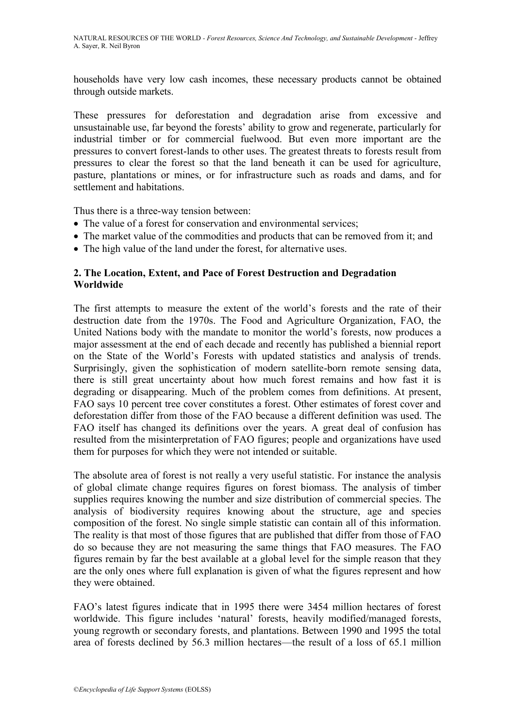households have very low cash incomes, these necessary products cannot be obtained through outside markets.

These pressures for deforestation and degradation arise from excessive and unsustainable use, far beyond the forests' ability to grow and regenerate, particularly for industrial timber or for commercial fuelwood. But even more important are the pressures to convert forest-lands to other uses. The greatest threats to forests result from pressures to clear the forest so that the land beneath it can be used for agriculture, pasture, plantations or mines, or for infrastructure such as roads and dams, and for settlement and habitations.

Thus there is a three-way tension between:

- The value of a forest for conservation and environmental services;
- The market value of the commodities and products that can be removed from it; and
- The high value of the land under the forest, for alternative uses.

## 2. The Location, Extent, and Pace of Forest Destruction and Degradation Worldwide

The first attempts to measure the extent of the world's forests and the rate of their destruction date from the 1970s. The Food and Agriculture Organization, FAO, the United Nations body with the mandate to monitor the world's forests, now produces a major assessment at the end of each decade and recently has published a biennial report on the State of the World's Forests with updated statistics and analysis of trends. Surprisingly, given the sophistication of modern satellite-born remote sensing data, there is still great uncertainty about how much forest remains and how fast it is degrading or disappearing. Much of the problem comes from definitions. At present, FAO says 10 percent tree cover constitutes a forest. Other estimates of forest cover and deforestation differ from those of the FAO because a different definition was used. The FAO itself has changed its definitions over the years. A great deal of confusion has resulted from the misinterpretation of FAO figures; people and organizations have used them for purposes for which they were not intended or suitable.

The absolute area of forest is not really a very useful statistic. For instance the analysis of global climate change requires figures on forest biomass. The analysis of timber supplies requires knowing the number and size distribution of commercial species. The analysis of biodiversity requires knowing about the structure, age and species composition of the forest. No single simple statistic can contain all of this information. The reality is that most of those figures that are published that differ from those of FAO do so because they are not measuring the same things that FAO measures. The FAO figures remain by far the best available at a global level for the simple reason that they are the only ones where full explanation is given of what the figures represent and how they were obtained.

FAO's latest figures indicate that in 1995 there were 3454 million hectares of forest worldwide. This figure includes 'natural' forests, heavily modified/managed forests, young regrowth or secondary forests, and plantations. Between 1990 and 1995 the total area of forests declined by 56.3 million hectares—the result of a loss of 65.1 million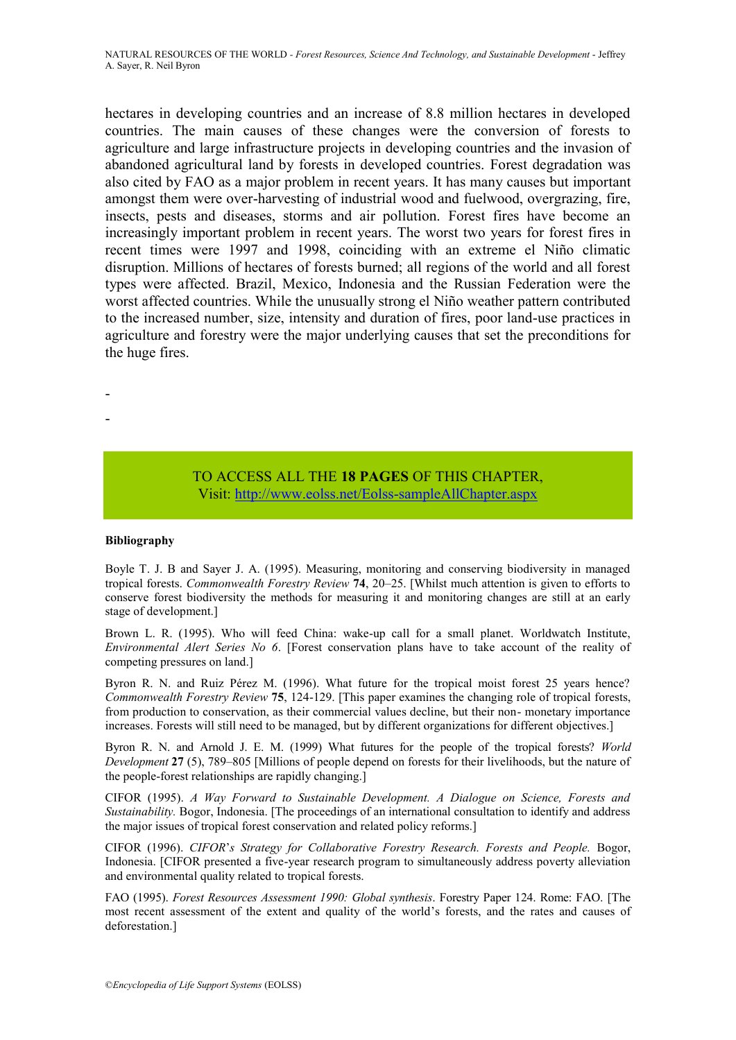hectares in developing countries and an increase of 8.8 million hectares in developed countries. The main causes of these changes were the conversion of forests to agriculture and large infrastructure projects in developing countries and the invasion of abandoned agricultural land by forests in developed countries. Forest degradation was also cited by FAO as a major problem in recent years. It has many causes but important amongst them were over-harvesting of industrial wood and fuelwood, overgrazing, fire, insects, pests and diseases, storms and air pollution. Forest fires have become an increasingly important problem in recent years. The worst two years for forest fires in recent times were 1997 and 1998, coinciding with an extreme el Niño climatic disruption. Millions of hectares of forests burned; all regions of the world and all forest types were affected. Brazil, Mexico, Indonesia and the Russian Federation were the worst affected countries. While the unusually strong el Niño weather pattern contributed to the increased number, size, intensity and duration of fires, poor land-use practices in agriculture and forestry were the major underlying causes that set the preconditions for the huge fires.

-

-

TO ACCESS ALL THE **18 PAGES** OF THIS CHAPTER,
Visit: http://www.eolss.net/Eolss-sampleAllChapter.aspx

**Bibliography**

Boyle T. J. B and Sayer J. A. (1995). Measuring, monitoring and conserving biodiversity in managed tropical forests. *Commonwealth Forestry Review* **74**, 20–25. [Whilst much attention is given to efforts to conserve forest biodiversity the methods for measuring it and monitoring changes are still at an early stage of development.]

Brown L. R. (1995). Who will feed China: wake-up call for a small planet. Worldwatch Institute, *Environmental Alert Series No 6*. [Forest conservation plans have to take account of the reality of competing pressures on land.]

Byron R. N. and Ruiz Pérez M. (1996). What future for the tropical moist forest 25 years hence? *Commonwealth Forestry Review* **75**, 124-129. [This paper examines the changing role of tropical forests, from production to conservation, as their commercial values decline, but their non- monetary importance increases. Forests will still need to be managed, but by different organizations for different objectives.]

Byron R. N. and Arnold J. E. M. (1999) What futures for the people of the tropical forests? *World Development* **27** (5), 789–805 [Millions of people depend on forests for their livelihoods, but the nature of the people-forest relationships are rapidly changing.]

CIFOR (1995). *A Way Forward to Sustainable Development. A Dialogue on Science, Forests and Sustainability.* Bogor, Indonesia. [The proceedings of an international consultation to identify and address the major issues of tropical forest conservation and related policy reforms.]

CIFOR (1996). *CIFOR's Strategy for Collaborative Forestry Research. Forests and People.* Bogor, Indonesia. [CIFOR presented a five-year research program to simultaneously address poverty alleviation and environmental quality related to tropical forests.

FAO (1995). *Forest Resources Assessment 1990: Global synthesis*. Forestry Paper 124. Rome: FAO. [The most recent assessment of the extent and quality of the world's forests, and the rates and causes of deforestation.]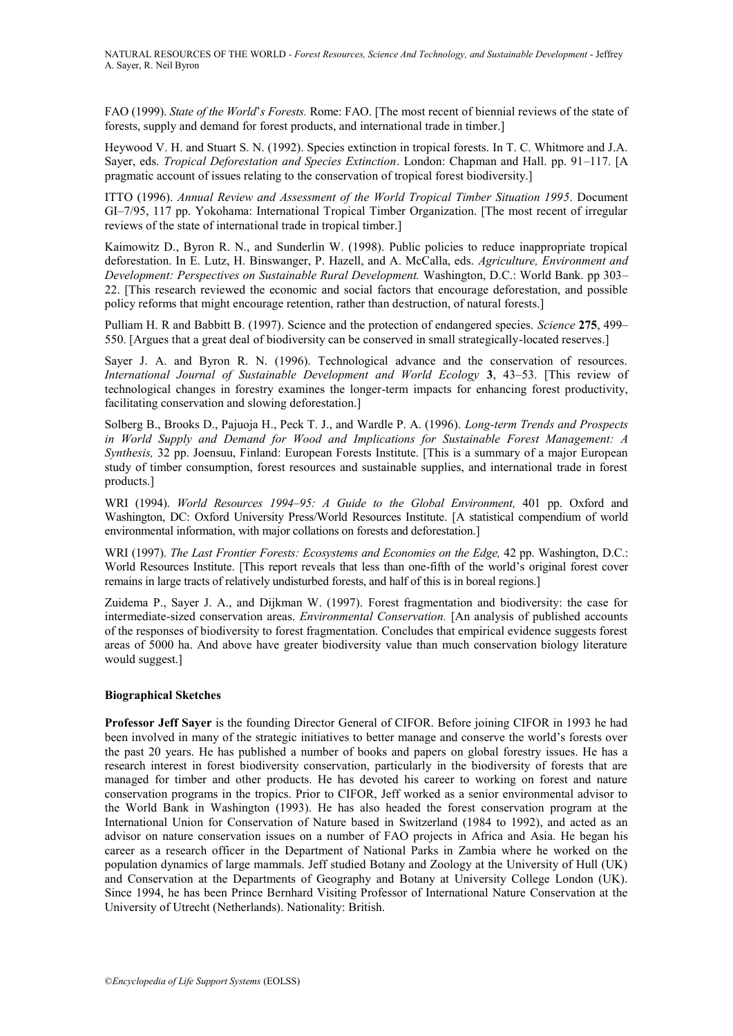FAO (1999). *State of the World's Forests.* Rome: FAO. [The most recent of biennial reviews of the state of forests, supply and demand for forest products, and international trade in timber.]

Heywood V. H. and Stuart S. N. (1992). Species extinction in tropical forests. In T. C. Whitmore and J.A. Sayer, eds. *Tropical Deforestation and Species Extinction*. London: Chapman and Hall. pp. 91–117. [A pragmatic account of issues relating to the conservation of tropical forest biodiversity.]

ITTO (1996). *Annual Review and Assessment of the World Tropical Timber Situation 1995*. Document GI–7/95, 117 pp. Yokohama: International Tropical Timber Organization. [The most recent of irregular reviews of the state of international trade in tropical timber.]

Kaimowitz D., Byron R. N., and Sunderlin W. (1998). Public policies to reduce inappropriate tropical deforestation. In E. Lutz, H. Binswanger, P. Hazell, and A. McCalla, eds. *Agriculture, Environment and Development: Perspectives on Sustainable Rural Development.* Washington, D.C.: World Bank. pp 303–22. [This research reviewed the economic and social factors that encourage deforestation, and possible policy reforms that might encourage retention, rather than destruction, of natural forests.]

Pulliam H. R and Babbitt B. (1997). Science and the protection of endangered species. *Science* **275**, 499–550. [Argues that a great deal of biodiversity can be conserved in small strategically-located reserves.]

Sayer J. A. and Byron R. N. (1996). Technological advance and the conservation of resources. *International Journal of Sustainable Development and World Ecology* **3**, 43–53. [This review of technological changes in forestry examines the longer-term impacts for enhancing forest productivity, facilitating conservation and slowing deforestation.]

Solberg B., Brooks D., Pajuoja H., Peck T. J., and Wardle P. A. (1996). *Long-term Trends and Prospects in World Supply and Demand for Wood and Implications for Sustainable Forest Management: A Synthesis,* 32 pp. Joensuu, Finland: European Forests Institute. [This is a summary of a major European study of timber consumption, forest resources and sustainable supplies, and international trade in forest products.]

WRI (1994). *World Resources 1994–95: A Guide to the Global Environment,* 401 pp. Oxford and Washington, DC: Oxford University Press/World Resources Institute. [A statistical compendium of world environmental information, with major collations on forests and deforestation.]

WRI (1997). *The Last Frontier Forests: Ecosystems and Economies on the Edge,* 42 pp. Washington, D.C.: World Resources Institute. [This report reveals that less than one-fifth of the world's original forest cover remains in large tracts of relatively undisturbed forests, and half of this is in boreal regions.]

Zuidema P., Sayer J. A., and Dijkman W. (1997). Forest fragmentation and biodiversity: the case for intermediate-sized conservation areas. *Environmental Conservation.* [An analysis of published accounts of the responses of biodiversity to forest fragmentation. Concludes that empirical evidence suggests forest areas of 5000 ha. And above have greater biodiversity value than much conservation biology literature would suggest.]

### Biographical Sketches

**Professor Jeff Sayer** is the founding Director General of CIFOR. Before joining CIFOR in 1993 he had been involved in many of the strategic initiatives to better manage and conserve the world's forests over the past 20 years. He has published a number of books and papers on global forestry issues. He has a research interest in forest biodiversity conservation, particularly in the biodiversity of forests that are managed for timber and other products. He has devoted his career to working on forest and nature conservation programs in the tropics. Prior to CIFOR, Jeff worked as a senior environmental advisor to the World Bank in Washington (1993). He has also headed the forest conservation program at the International Union for Conservation of Nature based in Switzerland (1984 to 1992), and acted as an advisor on nature conservation issues on a number of FAO projects in Africa and Asia. He began his career as a research officer in the Department of National Parks in Zambia where he worked on the population dynamics of large mammals. Jeff studied Botany and Zoology at the University of Hull (UK) and Conservation at the Departments of Geography and Botany at University College London (UK). Since 1994, he has been Prince Bernhard Visiting Professor of International Nature Conservation at the University of Utrecht (Netherlands). Nationality: British.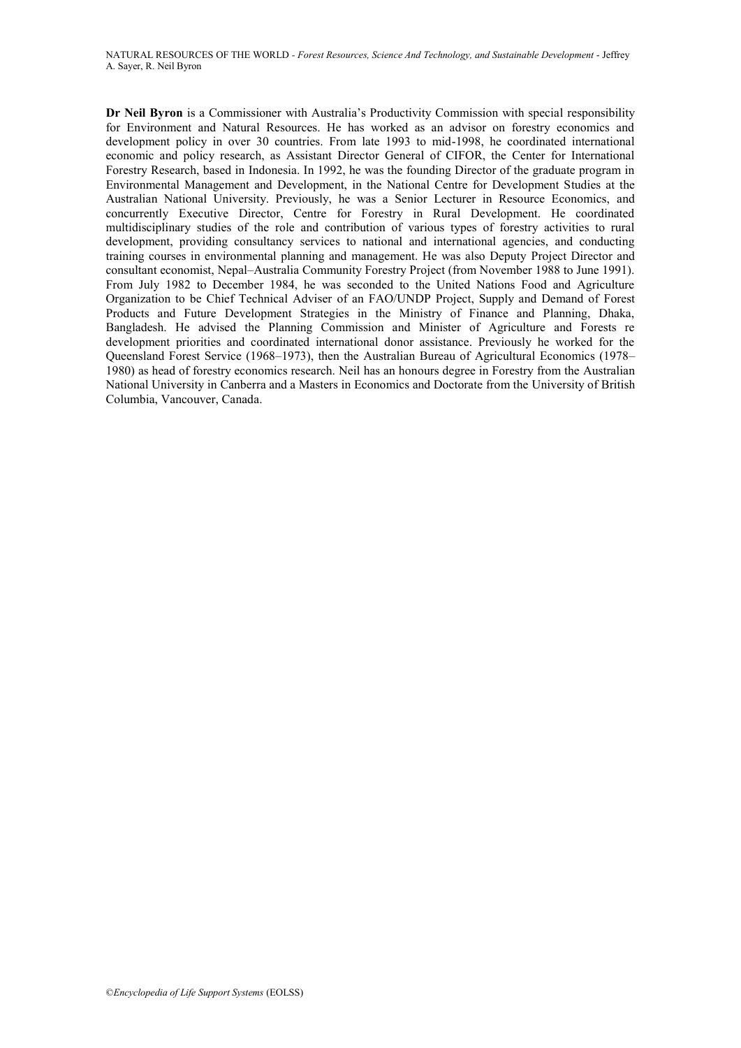**Dr Neil Byron** is a Commissioner with Australia's Productivity Commission with special responsibility for Environment and Natural Resources. He has worked as an advisor on forestry economics and development policy in over 30 countries. From late 1993 to mid-1998, he coordinated international economic and policy research, as Assistant Director General of CIFOR, the Center for International Forestry Research, based in Indonesia. In 1992, he was the founding Director of the graduate program in Environmental Management and Development, in the National Centre for Development Studies at the Australian National University. Previously, he was a Senior Lecturer in Resource Economics, and concurrently Executive Director, Centre for Forestry in Rural Development. He coordinated multidisciplinary studies of the role and contribution of various types of forestry activities to rural development, providing consultancy services to national and international agencies, and conducting training courses in environmental planning and management. He was also Deputy Project Director and consultant economist, Nepal–Australia Community Forestry Project (from November 1988 to June 1991). From July 1982 to December 1984, he was seconded to the United Nations Food and Agriculture Organization to be Chief Technical Adviser of an FAO/UNDP Project, Supply and Demand of Forest Products and Future Development Strategies in the Ministry of Finance and Planning, Dhaka, Bangladesh. He advised the Planning Commission and Minister of Agriculture and Forests re development priorities and coordinated international donor assistance. Previously he worked for the Queensland Forest Service (1968–1973), then the Australian Bureau of Agricultural Economics (1978–1980) as head of forestry economics research. Neil has an honours degree in Forestry from the Australian National University in Canberra and a Masters in Economics and Doctorate from the University of British Columbia, Vancouver, Canada.